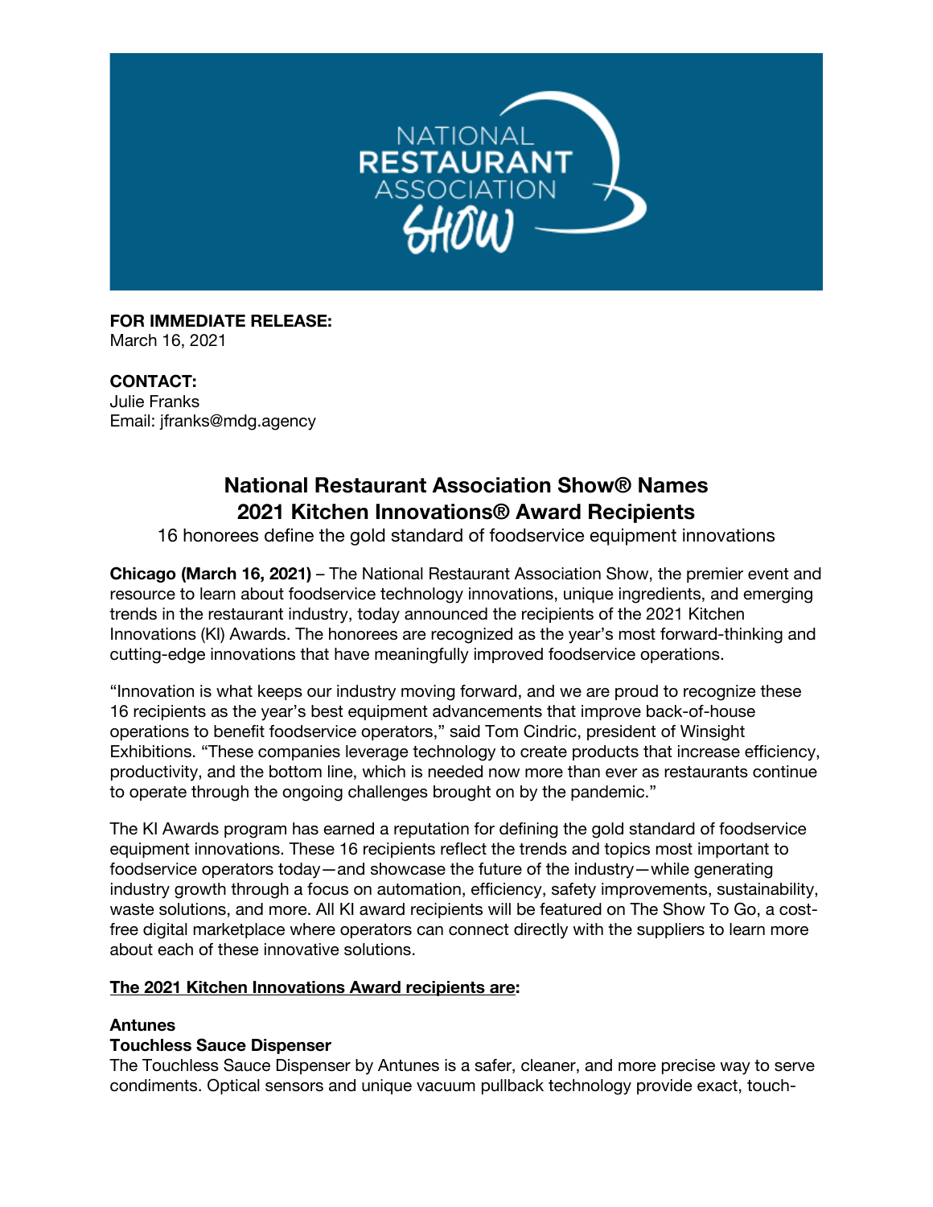**FOR IMMEDIATE RELEASE:**
March 16, 2021

**CONTACT:**
Julie Franks
Email: jfranks@mdg.agency

# National Restaurant Association Show® Names 2021 Kitchen Innovations® Award Recipients

16 honorees define the gold standard of foodservice equipment innovations

**Chicago (March 16, 2021)** – The National Restaurant Association Show, the premier event and resource to learn about foodservice technology innovations, unique ingredients, and emerging trends in the restaurant industry, today announced the recipients of the 2021 Kitchen Innovations (KI) Awards. The honorees are recognized as the year's most forward-thinking and cutting-edge innovations that have meaningfully improved foodservice operations.

"Innovation is what keeps our industry moving forward, and we are proud to recognize these 16 recipients as the year's best equipment advancements that improve back-of-house operations to benefit foodservice operators," said Tom Cindric, president of Winsight Exhibitions. "These companies leverage technology to create products that increase efficiency, productivity, and the bottom line, which is needed now more than ever as restaurants continue to operate through the ongoing challenges brought on by the pandemic."

The KI Awards program has earned a reputation for defining the gold standard of foodservice equipment innovations. These 16 recipients reflect the trends and topics most important to foodservice operators today—and showcase the future of the industry—while generating industry growth through a focus on automation, efficiency, safety improvements, sustainability, waste solutions, and more. All KI award recipients will be featured on The Show To Go, a cost-free digital marketplace where operators can connect directly with the suppliers to learn more about each of these innovative solutions.

**The 2021 Kitchen Innovations Award recipients are:**

**Antunes**
**Touchless Sauce Dispenser**
The Touchless Sauce Dispenser by Antunes is a safer, cleaner, and more precise way to serve condiments. Optical sensors and unique vacuum pullback technology provide exact, touch-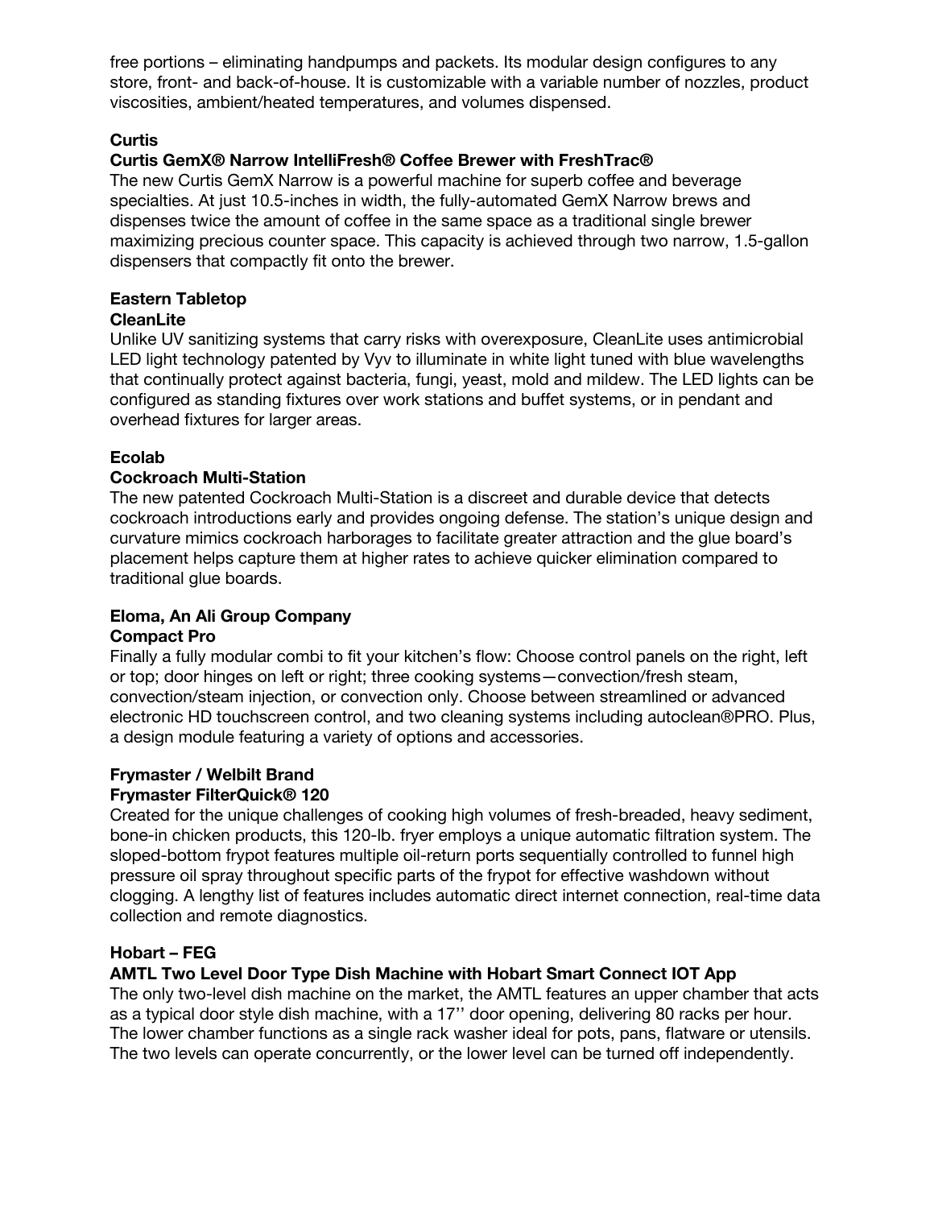free portions – eliminating handpumps and packets. Its modular design configures to any store, front- and back-of-house. It is customizable with a variable number of nozzles, product viscosities, ambient/heated temperatures, and volumes dispensed.

**Curtis**
**Curtis GemX® Narrow IntelliFresh® Coffee Brewer with FreshTrac®**
The new Curtis GemX Narrow is a powerful machine for superb coffee and beverage specialties. At just 10.5-inches in width, the fully-automated GemX Narrow brews and dispenses twice the amount of coffee in the same space as a traditional single brewer maximizing precious counter space. This capacity is achieved through two narrow, 1.5-gallon dispensers that compactly fit onto the brewer.

**Eastern Tabletop**
**CleanLite**
Unlike UV sanitizing systems that carry risks with overexposure, CleanLite uses antimicrobial LED light technology patented by Vyv to illuminate in white light tuned with blue wavelengths that continually protect against bacteria, fungi, yeast, mold and mildew. The LED lights can be configured as standing fixtures over work stations and buffet systems, or in pendant and overhead fixtures for larger areas.

**Ecolab**
**Cockroach Multi-Station**
The new patented Cockroach Multi-Station is a discreet and durable device that detects cockroach introductions early and provides ongoing defense. The station's unique design and curvature mimics cockroach harborages to facilitate greater attraction and the glue board's placement helps capture them at higher rates to achieve quicker elimination compared to traditional glue boards.

**Eloma, An Ali Group Company**
**Compact Pro**
Finally a fully modular combi to fit your kitchen's flow: Choose control panels on the right, left or top; door hinges on left or right; three cooking systems—convection/fresh steam, convection/steam injection, or convection only. Choose between streamlined or advanced electronic HD touchscreen control, and two cleaning systems including autoclean®PRO. Plus, a design module featuring a variety of options and accessories.

**Frymaster / Welbilt Brand**
**Frymaster FilterQuick® 120**
Created for the unique challenges of cooking high volumes of fresh-breaded, heavy sediment, bone-in chicken products, this 120-lb. fryer employs a unique automatic filtration system. The sloped-bottom frypot features multiple oil-return ports sequentially controlled to funnel high pressure oil spray throughout specific parts of the frypot for effective washdown without clogging. A lengthy list of features includes automatic direct internet connection, real-time data collection and remote diagnostics.

**Hobart – FEG**
**AMTL Two Level Door Type Dish Machine with Hobart Smart Connect IOT App**
The only two-level dish machine on the market, the AMTL features an upper chamber that acts as a typical door style dish machine, with a 17'' door opening, delivering 80 racks per hour. The lower chamber functions as a single rack washer ideal for pots, pans, flatware or utensils. The two levels can operate concurrently, or the lower level can be turned off independently.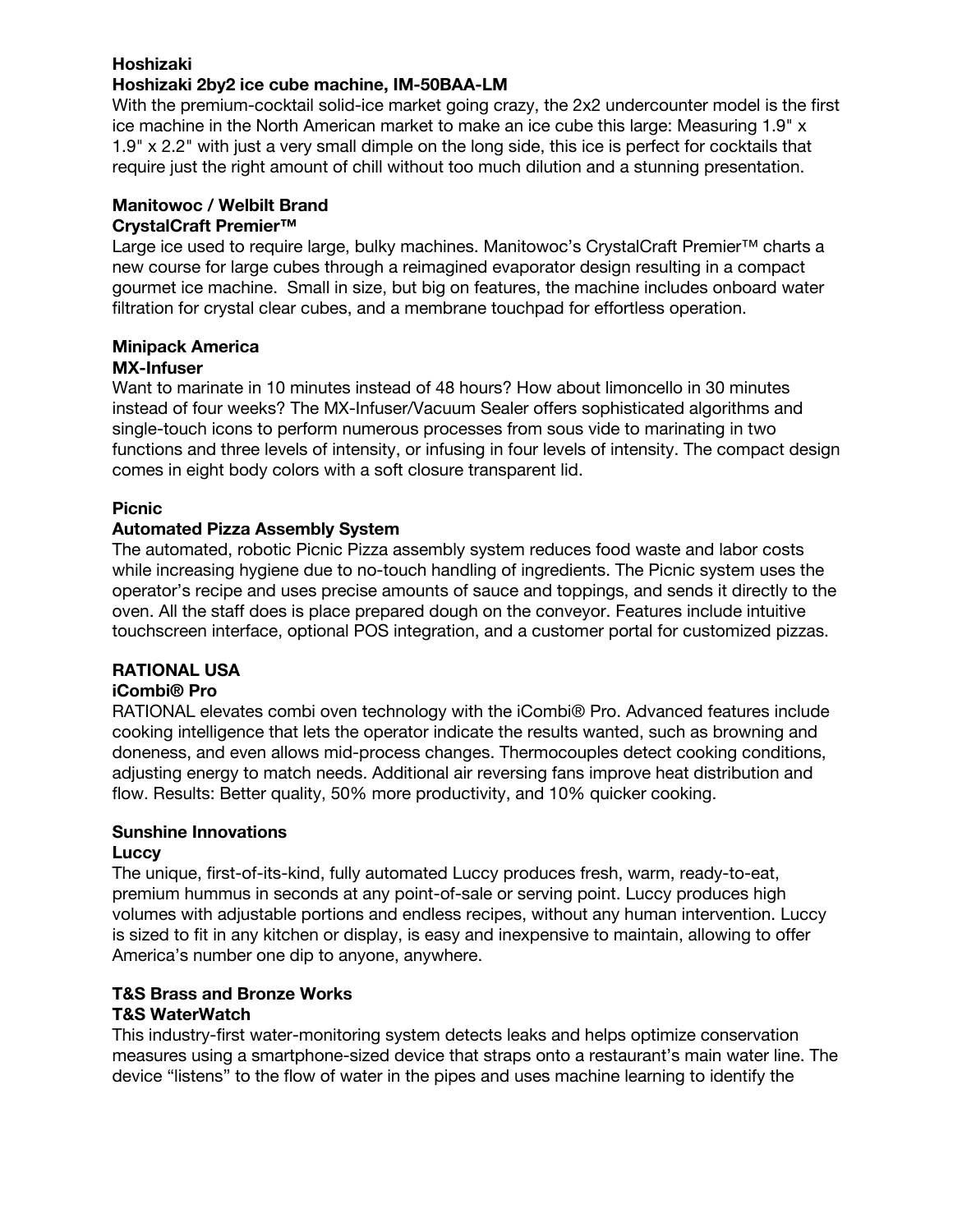**Hoshizaki**
**Hoshizaki 2by2 ice cube machine, IM-50BAA-LM**
With the premium-cocktail solid-ice market going crazy, the 2x2 undercounter model is the first ice machine in the North American market to make an ice cube this large: Measuring 1.9" x 1.9" x 2.2" with just a very small dimple on the long side, this ice is perfect for cocktails that require just the right amount of chill without too much dilution and a stunning presentation.

**Manitowoc / Welbilt Brand**
**CrystalCraft Premier™**
Large ice used to require large, bulky machines. Manitowoc's CrystalCraft Premier™ charts a new course for large cubes through a reimagined evaporator design resulting in a compact gourmet ice machine. Small in size, but big on features, the machine includes onboard water filtration for crystal clear cubes, and a membrane touchpad for effortless operation.

**Minipack America**
**MX-Infuser**
Want to marinate in 10 minutes instead of 48 hours? How about limoncello in 30 minutes instead of four weeks? The MX-Infuser/Vacuum Sealer offers sophisticated algorithms and single-touch icons to perform numerous processes from sous vide to marinating in two functions and three levels of intensity, or infusing in four levels of intensity. The compact design comes in eight body colors with a soft closure transparent lid.

**Picnic**
**Automated Pizza Assembly System**
The automated, robotic Picnic Pizza assembly system reduces food waste and labor costs while increasing hygiene due to no-touch handling of ingredients. The Picnic system uses the operator's recipe and uses precise amounts of sauce and toppings, and sends it directly to the oven. All the staff does is place prepared dough on the conveyor. Features include intuitive touchscreen interface, optional POS integration, and a customer portal for customized pizzas.

**RATIONAL USA**
**iCombi® Pro**
RATIONAL elevates combi oven technology with the iCombi® Pro. Advanced features include cooking intelligence that lets the operator indicate the results wanted, such as browning and doneness, and even allows mid-process changes. Thermocouples detect cooking conditions, adjusting energy to match needs. Additional air reversing fans improve heat distribution and flow. Results: Better quality, 50% more productivity, and 10% quicker cooking.

**Sunshine Innovations**
**Luccy**
The unique, first-of-its-kind, fully automated Luccy produces fresh, warm, ready-to-eat, premium hummus in seconds at any point-of-sale or serving point. Luccy produces high volumes with adjustable portions and endless recipes, without any human intervention. Luccy is sized to fit in any kitchen or display, is easy and inexpensive to maintain, allowing to offer America's number one dip to anyone, anywhere.

**T&S Brass and Bronze Works**
**T&S WaterWatch**
This industry-first water-monitoring system detects leaks and helps optimize conservation measures using a smartphone-sized device that straps onto a restaurant's main water line. The device "listens" to the flow of water in the pipes and uses machine learning to identify the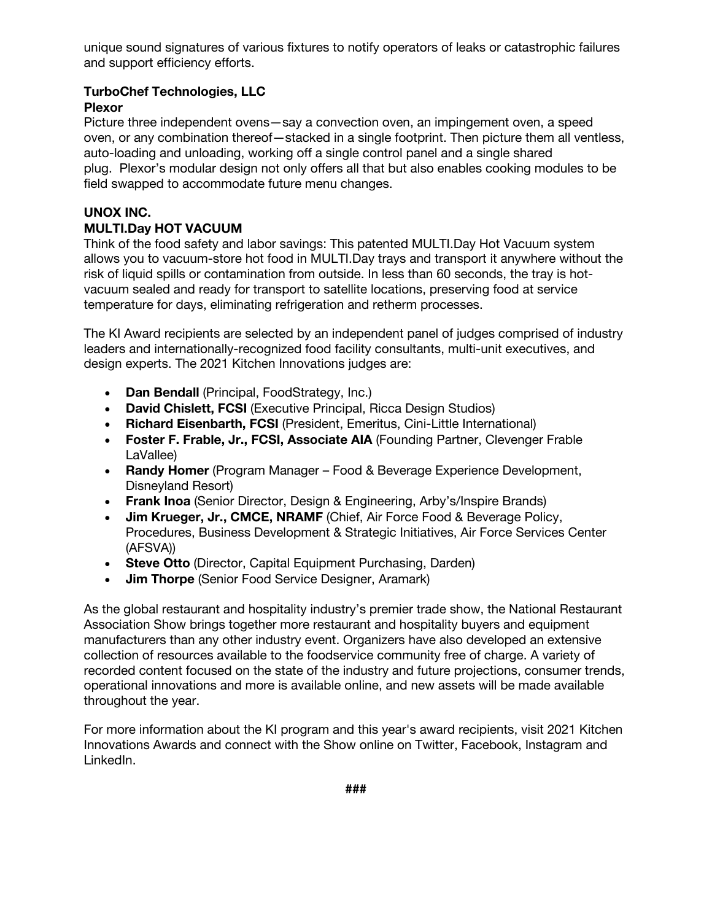unique sound signatures of various fixtures to notify operators of leaks or catastrophic failures and support efficiency efforts.

**TurboChef Technologies, LLC**
**Plexor**
Picture three independent ovens—say a convection oven, an impingement oven, a speed oven, or any combination thereof—stacked in a single footprint. Then picture them all ventless, auto-loading and unloading, working off a single control panel and a single shared plug. Plexor's modular design not only offers all that but also enables cooking modules to be field swapped to accommodate future menu changes.

**UNOX INC.**
**MULTI.Day HOT VACUUM**
Think of the food safety and labor savings: This patented MULTI.Day Hot Vacuum system allows you to vacuum-store hot food in MULTI.Day trays and transport it anywhere without the risk of liquid spills or contamination from outside. In less than 60 seconds, the tray is hot-vacuum sealed and ready for transport to satellite locations, preserving food at service temperature for days, eliminating refrigeration and retherm processes.

The KI Award recipients are selected by an independent panel of judges comprised of industry leaders and internationally-recognized food facility consultants, multi-unit executives, and design experts. The 2021 Kitchen Innovations judges are:

- **Dan Bendall** (Principal, FoodStrategy, Inc.)
- **David Chislett, FCSI** (Executive Principal, Ricca Design Studios)
- **Richard Eisenbarth, FCSI** (President, Emeritus, Cini-Little International)
- **Foster F. Frable, Jr., FCSI, Associate AIA** (Founding Partner, Clevenger Frable LaVallee)
- **Randy Homer** (Program Manager – Food & Beverage Experience Development, Disneyland Resort)
- **Frank Inoa** (Senior Director, Design & Engineering, Arby's/Inspire Brands)
- **Jim Krueger, Jr., CMCE, NRAMF** (Chief, Air Force Food & Beverage Policy, Procedures, Business Development & Strategic Initiatives, Air Force Services Center (AFSVA))
- **Steve Otto** (Director, Capital Equipment Purchasing, Darden)
- **Jim Thorpe** (Senior Food Service Designer, Aramark)

As the global restaurant and hospitality industry's premier trade show, the National Restaurant Association Show brings together more restaurant and hospitality buyers and equipment manufacturers than any other industry event. Organizers have also developed an extensive collection of resources available to the foodservice community free of charge. A variety of recorded content focused on the state of the industry and future projections, consumer trends, operational innovations and more is available online, and new assets will be made available throughout the year.

For more information about the KI program and this year's award recipients, visit 2021 Kitchen Innovations Awards and connect with the Show online on Twitter, Facebook, Instagram and LinkedIn.

###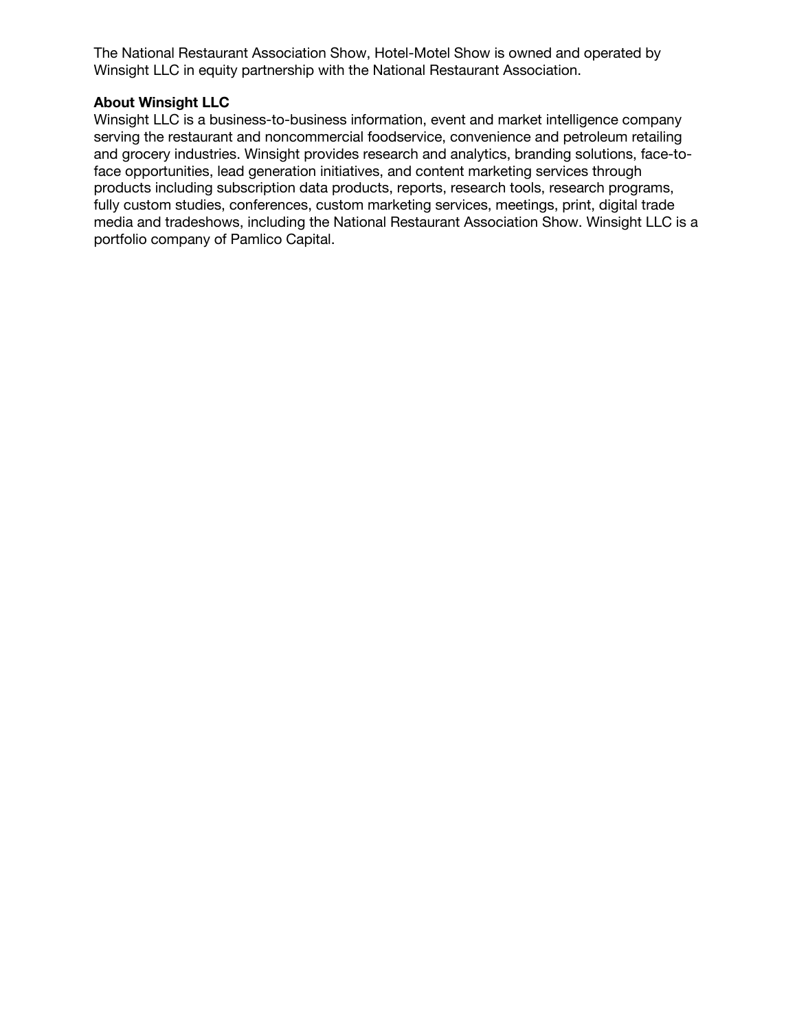The National Restaurant Association Show, Hotel-Motel Show is owned and operated by Winsight LLC in equity partnership with the National Restaurant Association.

**About Winsight LLC**

Winsight LLC is a business-to-business information, event and market intelligence company serving the restaurant and noncommercial foodservice, convenience and petroleum retailing and grocery industries. Winsight provides research and analytics, branding solutions, face-to-face opportunities, lead generation initiatives, and content marketing services through products including subscription data products, reports, research tools, research programs, fully custom studies, conferences, custom marketing services, meetings, print, digital trade media and tradeshows, including the National Restaurant Association Show. Winsight LLC is a portfolio company of Pamlico Capital.